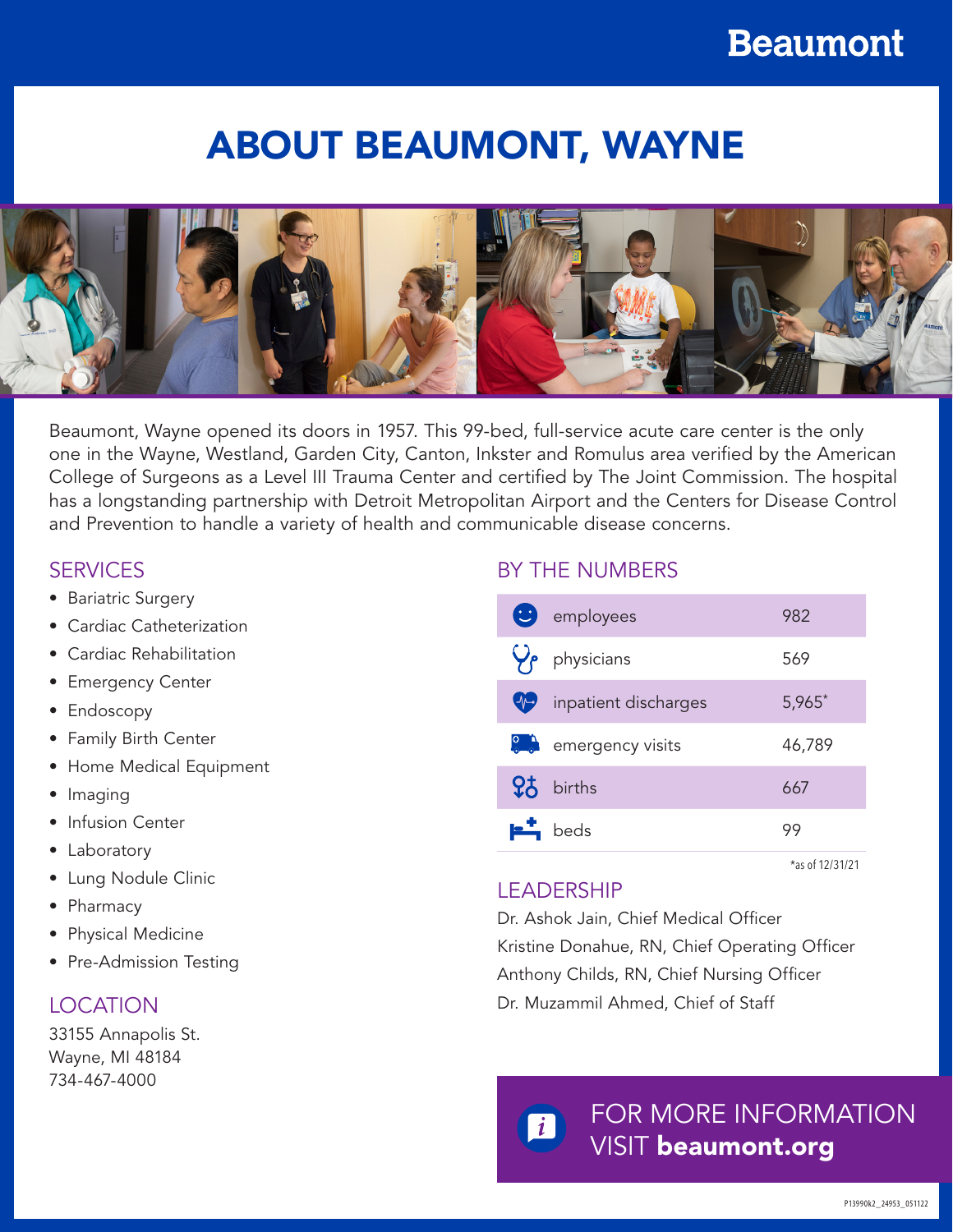Beaumont

# ABOUT BEAUMONT, WAYNE

Beaumont, Wayne opened its doors in 1957. This 99-bed, full-service acute care center is the only one in the Wayne, Westland, Garden City, Canton, Inkster and Romulus area verified by the American College of Surgeons as a Level III Trauma Center and certified by The Joint Commission. The hospital has a longstanding partnership with Detroit Metropolitan Airport and the Centers for Disease Control and Prevention to handle a variety of health and communicable disease concerns.

## SERVICES

- Bariatric Surgery
- Cardiac Catheterization
- Cardiac Rehabilitation
- Emergency Center
- Endoscopy
- Family Birth Center
- Home Medical Equipment
- Imaging
- Infusion Center
- Laboratory
- Lung Nodule Clinic
- Pharmacy
- Physical Medicine
- Pre-Admission Testing

## LOCATION

33155 Annapolis St.
Wayne, MI 48184
734-467-4000

## BY THE NUMBERS

| | |
|---|---|
| employees | 982 |
| physicians | 569 |
| inpatient discharges | 5,965* |
| emergency visits | 46,789 |
| births | 667 |
| beds | 99 |

*as of 12/31/21

## LEADERSHIP

Dr. Ashok Jain, Chief Medical Officer
Kristine Donahue, RN, Chief Operating Officer
Anthony Childs, RN, Chief Nursing Officer
Dr. Muzammil Ahmed, Chief of Staff

FOR MORE INFORMATION
VISIT **beaumont.org**

P13990k2_24953_051122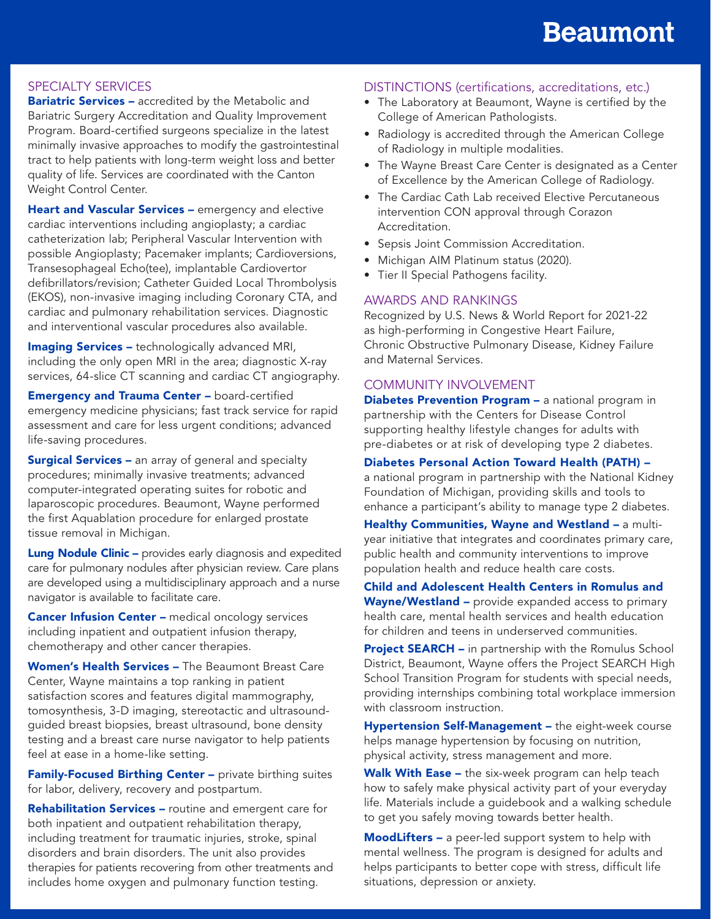## SPECIALTY SERVICES

**Bariatric Services –** accredited by the Metabolic and Bariatric Surgery Accreditation and Quality Improvement Program. Board-certified surgeons specialize in the latest minimally invasive approaches to modify the gastrointestinal tract to help patients with long-term weight loss and better quality of life. Services are coordinated with the Canton Weight Control Center.

**Heart and Vascular Services –** emergency and elective cardiac interventions including angioplasty; a cardiac catheterization lab; Peripheral Vascular Intervention with possible Angioplasty; Pacemaker implants; Cardioversions, Transesophageal Echo(tee), implantable Cardiovertor defibrillators/revision; Catheter Guided Local Thrombolysis (EKOS), non-invasive imaging including Coronary CTA, and cardiac and pulmonary rehabilitation services. Diagnostic and interventional vascular procedures also available.

**Imaging Services –** technologically advanced MRI, including the only open MRI in the area; diagnostic X-ray services, 64-slice CT scanning and cardiac CT angiography.

**Emergency and Trauma Center –** board-certified emergency medicine physicians; fast track service for rapid assessment and care for less urgent conditions; advanced life-saving procedures.

**Surgical Services –** an array of general and specialty procedures; minimally invasive treatments; advanced computer-integrated operating suites for robotic and laparoscopic procedures. Beaumont, Wayne performed the first Aquablation procedure for enlarged prostate tissue removal in Michigan.

**Lung Nodule Clinic –** provides early diagnosis and expedited care for pulmonary nodules after physician review. Care plans are developed using a multidisciplinary approach and a nurse navigator is available to facilitate care.

**Cancer Infusion Center –** medical oncology services including inpatient and outpatient infusion therapy, chemotherapy and other cancer therapies.

**Women's Health Services –** The Beaumont Breast Care Center, Wayne maintains a top ranking in patient satisfaction scores and features digital mammography, tomosynthesis, 3-D imaging, stereotactic and ultrasound-guided breast biopsies, breast ultrasound, bone density testing and a breast care nurse navigator to help patients feel at ease in a home-like setting.

**Family-Focused Birthing Center –** private birthing suites for labor, delivery, recovery and postpartum.

**Rehabilitation Services –** routine and emergent care for both inpatient and outpatient rehabilitation therapy, including treatment for traumatic injuries, stroke, spinal disorders and brain disorders. The unit also provides therapies for patients recovering from other treatments and includes home oxygen and pulmonary function testing.

## DISTINCTIONS (certifications, accreditations, etc.)

- The Laboratory at Beaumont, Wayne is certified by the College of American Pathologists.
- Radiology is accredited through the American College of Radiology in multiple modalities.
- The Wayne Breast Care Center is designated as a Center of Excellence by the American College of Radiology.
- The Cardiac Cath Lab received Elective Percutaneous intervention CON approval through Corazon Accreditation.
- Sepsis Joint Commission Accreditation.
- Michigan AIM Platinum status (2020).
- Tier II Special Pathogens facility.

## AWARDS AND RANKINGS

Recognized by U.S. News & World Report for 2021-22 as high-performing in Congestive Heart Failure, Chronic Obstructive Pulmonary Disease, Kidney Failure and Maternal Services.

## COMMUNITY INVOLVEMENT

**Diabetes Prevention Program –** a national program in partnership with the Centers for Disease Control supporting healthy lifestyle changes for adults with pre-diabetes or at risk of developing type 2 diabetes.

**Diabetes Personal Action Toward Health (PATH) –** a national program in partnership with the National Kidney Foundation of Michigan, providing skills and tools to enhance a participant's ability to manage type 2 diabetes.

**Healthy Communities, Wayne and Westland –** a multi-year initiative that integrates and coordinates primary care, public health and community interventions to improve population health and reduce health care costs.

**Child and Adolescent Health Centers in Romulus and Wayne/Westland –** provide expanded access to primary health care, mental health services and health education for children and teens in underserved communities.

**Project SEARCH –** in partnership with the Romulus School District, Beaumont, Wayne offers the Project SEARCH High School Transition Program for students with special needs, providing internships combining total workplace immersion with classroom instruction.

**Hypertension Self-Management –** the eight-week course helps manage hypertension by focusing on nutrition, physical activity, stress management and more.

**Walk With Ease –** the six-week program can help teach how to safely make physical activity part of your everyday life. Materials include a guidebook and a walking schedule to get you safely moving towards better health.

**MoodLifters –** a peer-led support system to help with mental wellness. The program is designed for adults and helps participants to better cope with stress, difficult life situations, depression or anxiety.